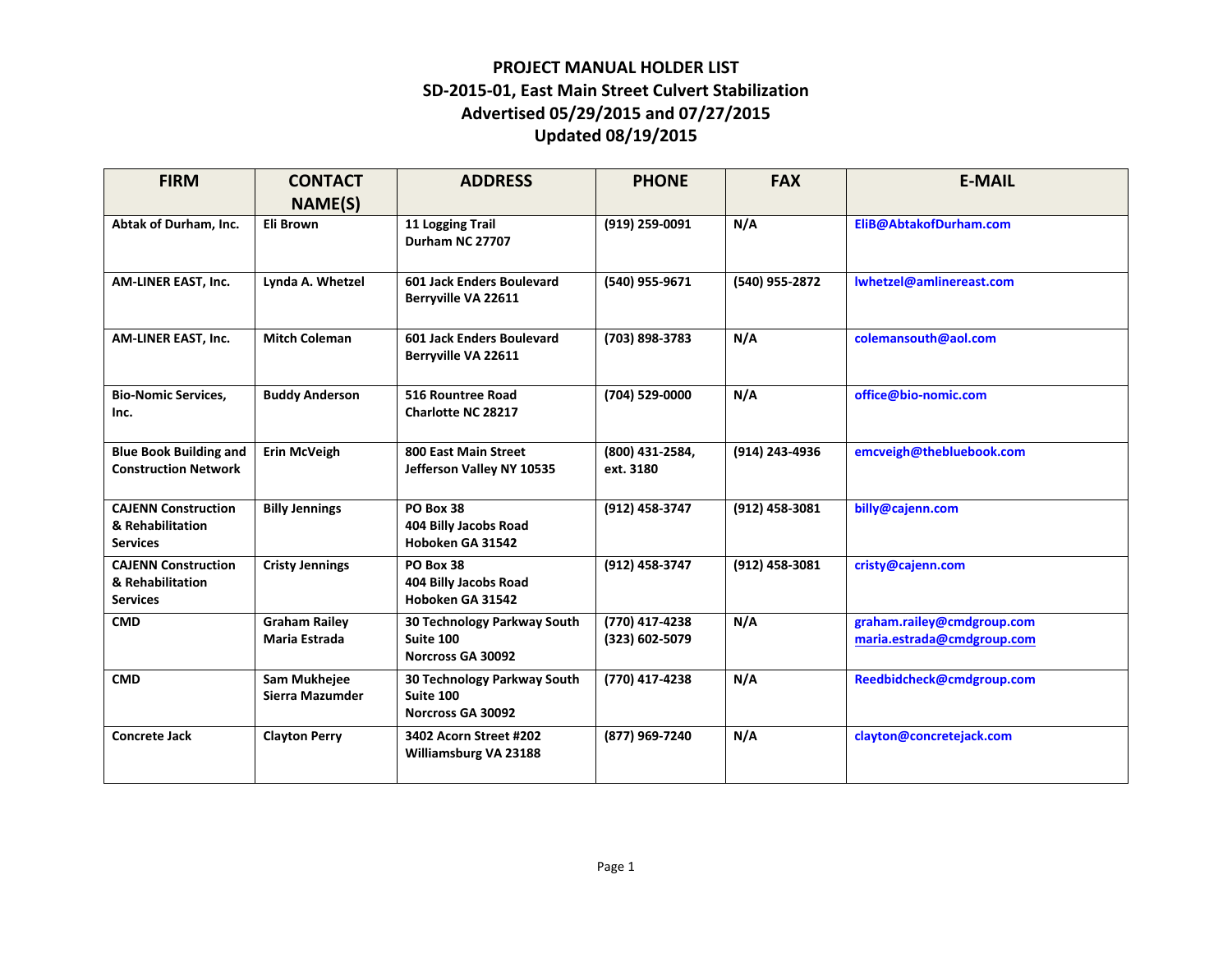# PROJECT MANUAL HOLDER LIST
## SD-2015-01, East Main Street Culvert Stabilization
## Advertised 05/29/2015 and 07/27/2015
## Updated 08/19/2015

| FIRM | CONTACT NAME(S) | ADDRESS | PHONE | FAX | E-MAIL |
|---|---|---|---|---|---|
| Abtak of Durham, Inc. | Eli Brown | 11 Logging Trail<br>Durham NC 27707 | (919) 259-0091 | N/A | EliB@AbtakofDurham.com |
| AM-LINER EAST, Inc. | Lynda A. Whetzel | 601 Jack Enders Boulevard<br>Berryville VA 22611 | (540) 955-9671 | (540) 955-2872 | lwhetzel@amlinereast.com |
| AM-LINER EAST, Inc. | Mitch Coleman | 601 Jack Enders Boulevard<br>Berryville VA 22611 | (703) 898-3783 | N/A | colemansouth@aol.com |
| Bio-Nomic Services, Inc. | Buddy Anderson | 516 Rountree Road<br>Charlotte NC 28217 | (704) 529-0000 | N/A | office@bio-nomic.com |
| Blue Book Building and Construction Network | Erin McVeigh | 800 East Main Street<br>Jefferson Valley NY 10535 | (800) 431-2584, ext. 3180 | (914) 243-4936 | emcveigh@thebluebook.com |
| CAJENN Construction & Rehabilitation Services | Billy Jennings | PO Box 38<br>404 Billy Jacobs Road<br>Hoboken GA 31542 | (912) 458-3747 | (912) 458-3081 | billy@cajenn.com |
| CAJENN Construction & Rehabilitation Services | Cristy Jennings | PO Box 38<br>404 Billy Jacobs Road<br>Hoboken GA 31542 | (912) 458-3747 | (912) 458-3081 | cristy@cajenn.com |
| CMD | Graham Railey<br>Maria Estrada | 30 Technology Parkway South<br>Suite 100<br>Norcross GA 30092 | (770) 417-4238<br>(323) 602-5079 | N/A | graham.railey@cmdgroup.com<br>maria.estrada@cmdgroup.com |
| CMD | Sam Mukhejee<br>Sierra Mazumder | 30 Technology Parkway South<br>Suite 100<br>Norcross GA 30092 | (770) 417-4238 | N/A | Reedbidcheck@cmdgroup.com |
| Concrete Jack | Clayton Perry | 3402 Acorn Street #202<br>Williamsburg VA 23188 | (877) 969-7240 | N/A | clayton@concretejack.com |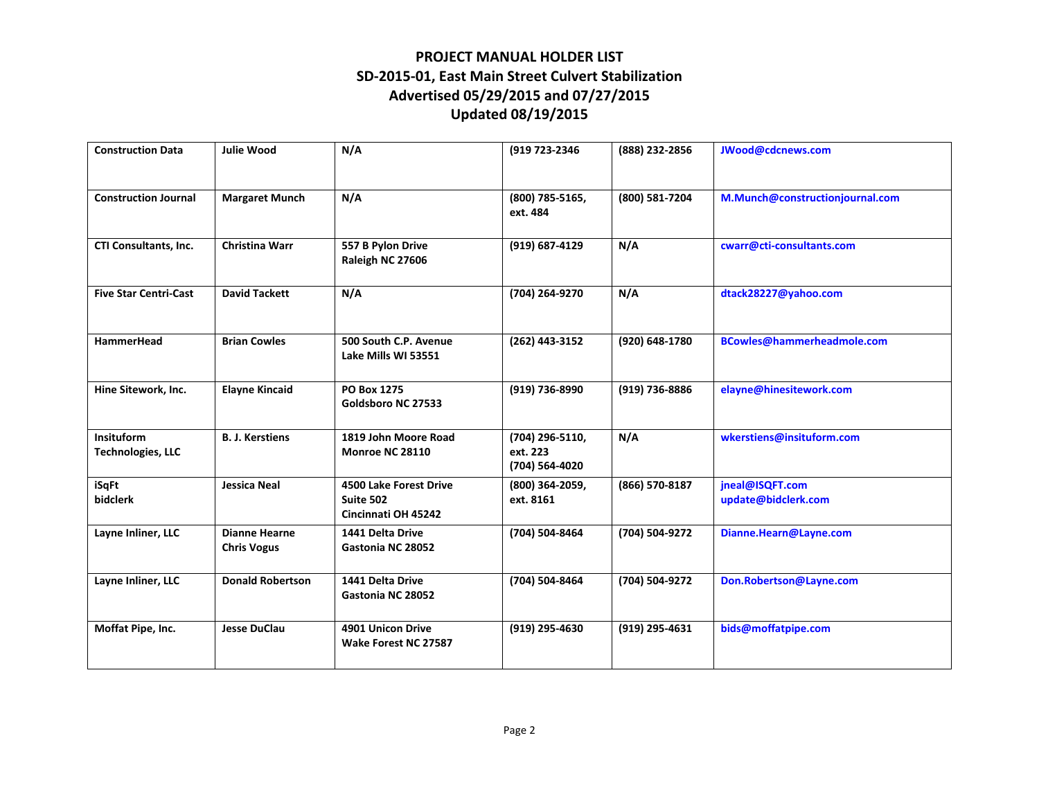# PROJECT MANUAL HOLDER LIST
# SD-2015-01, East Main Street Culvert Stabilization
# Advertised 05/29/2015 and 07/27/2015
# Updated 08/19/2015

| | | | | | |
|---|---|---|---|---|---|
| **Construction Data** | **Julie Wood** | **N/A** | **(919 723-2346** | **(888) 232-2856** | **JWood@cdcnews.com** |
| **Construction Journal** | **Margaret Munch** | **N/A** | **(800) 785-5165, ext. 484** | **(800) 581-7204** | **M.Munch@constructionjournal.com** |
| **CTI Consultants, Inc.** | **Christina Warr** | **557 B Pylon Drive<br>Raleigh NC 27606** | **(919) 687-4129** | **N/A** | **cwarr@cti-consultants.com** |
| **Five Star Centri-Cast** | **David Tackett** | **N/A** | **(704) 264-9270** | **N/A** | **dtack28227@yahoo.com** |
| **HammerHead** | **Brian Cowles** | **500 South C.P. Avenue<br>Lake Mills WI 53551** | **(262) 443-3152** | **(920) 648-1780** | **BCowles@hammerheadmole.com** |
| **Hine Sitework, Inc.** | **Elayne Kincaid** | **PO Box 1275<br>Goldsboro NC 27533** | **(919) 736-8990** | **(919) 736-8886** | **elayne@hinesitework.com** |
| **Insituform Technologies, LLC** | **B. J. Kerstiens** | **1819 John Moore Road<br>Monroe NC 28110** | **(704) 296-5110, ext. 223<br>(704) 564-4020** | **N/A** | **wkerstiens@insituform.com** |
| **iSqFt<br>bidclerk** | **Jessica Neal** | **4500 Lake Forest Drive<br>Suite 502<br>Cincinnati OH 45242** | **(800) 364-2059, ext. 8161** | **(866) 570-8187** | **jneal@ISQFT.com<br>update@bidclerk.com** |
| **Layne Inliner, LLC** | **Dianne Hearne<br>Chris Vogus** | **1441 Delta Drive<br>Gastonia NC 28052** | **(704) 504-8464** | **(704) 504-9272** | **Dianne.Hearn@Layne.com** |
| **Layne Inliner, LLC** | **Donald Robertson** | **1441 Delta Drive<br>Gastonia NC 28052** | **(704) 504-8464** | **(704) 504-9272** | **Don.Robertson@Layne.com** |
| **Moffat Pipe, Inc.** | **Jesse DuClau** | **4901 Unicon Drive<br>Wake Forest NC 27587** | **(919) 295-4630** | **(919) 295-4631** | **bids@moffatpipe.com** |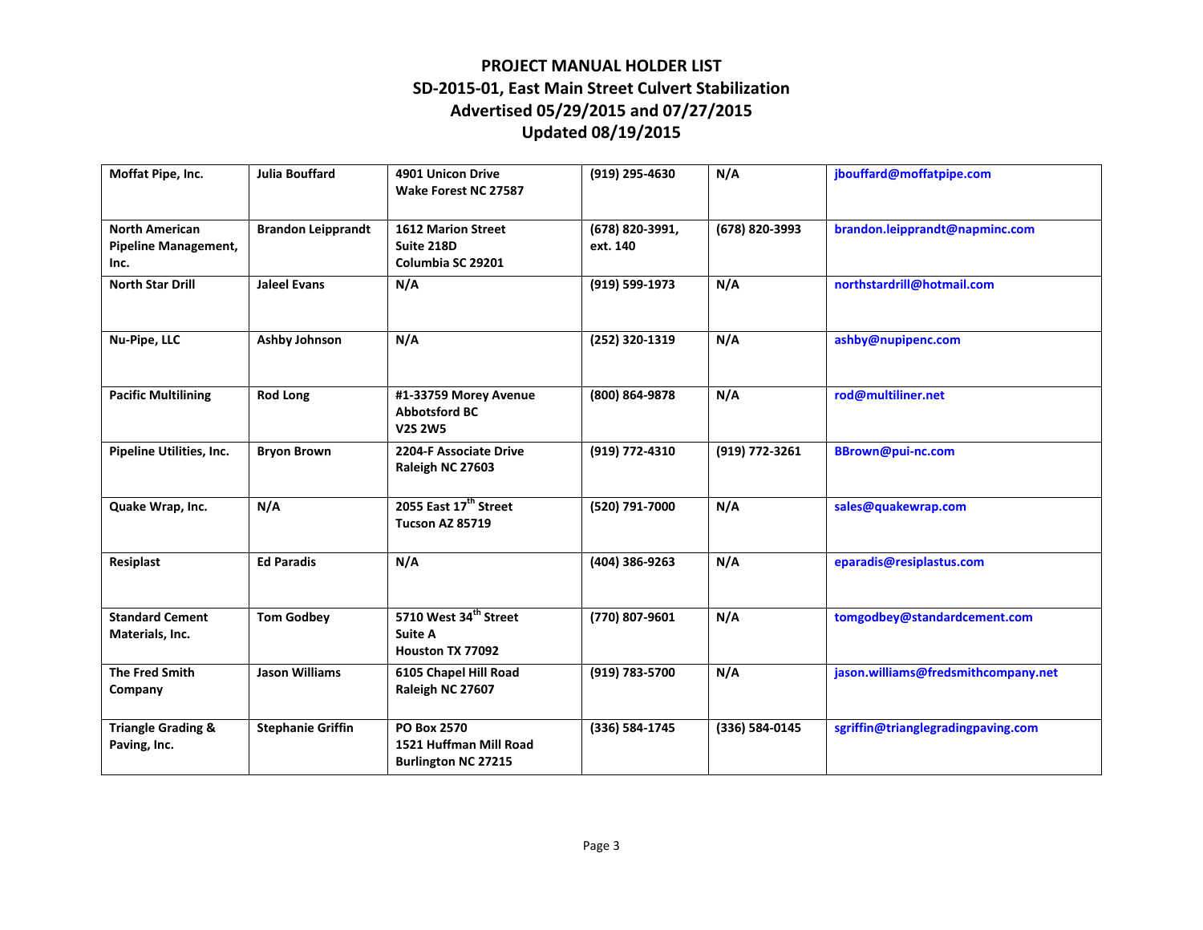# PROJECT MANUAL HOLDER LIST
## SD-2015-01, East Main Street Culvert Stabilization
## Advertised 05/29/2015 and 07/27/2015
## Updated 08/19/2015

| | | | | | |
|---|---|---|---|---|---|
| **Moffat Pipe, Inc.** | **Julia Bouffard** | **4901 Unicon Drive Wake Forest NC 27587** | **(919) 295-4630** | **N/A** | **jbouffard@moffatpipe.com** |
| **North American Pipeline Management, Inc.** | **Brandon Leipprandt** | **1612 Marion Street Suite 218D Columbia SC 29201** | **(678) 820-3991, ext. 140** | **(678) 820-3993** | **brandon.leipprandt@napminc.com** |
| **North Star Drill** | **Jaleel Evans** | **N/A** | **(919) 599-1973** | **N/A** | **northstardrill@hotmail.com** |
| **Nu-Pipe, LLC** | **Ashby Johnson** | **N/A** | **(252) 320-1319** | **N/A** | **ashby@nupipenc.com** |
| **Pacific Multilining** | **Rod Long** | **#1-33759 Morey Avenue Abbotsford BC V2S 2W5** | **(800) 864-9878** | **N/A** | **rod@multiliner.net** |
| **Pipeline Utilities, Inc.** | **Bryon Brown** | **2204-F Associate Drive Raleigh NC 27603** | **(919) 772-4310** | **(919) 772-3261** | **BBrown@pui-nc.com** |
| **Quake Wrap, Inc.** | **N/A** | **2055 East 17th Street Tucson AZ 85719** | **(520) 791-7000** | **N/A** | **sales@quakewrap.com** |
| **Resiplast** | **Ed Paradis** | **N/A** | **(404) 386-9263** | **N/A** | **eparadis@resiplastus.com** |
| **Standard Cement Materials, Inc.** | **Tom Godbey** | **5710 West 34th Street Suite A Houston TX 77092** | **(770) 807-9601** | **N/A** | **tomgodbey@standardcement.com** |
| **The Fred Smith Company** | **Jason Williams** | **6105 Chapel Hill Road Raleigh NC 27607** | **(919) 783-5700** | **N/A** | **jason.williams@fredsmithcompany.net** |
| **Triangle Grading & Paving, Inc.** | **Stephanie Griffin** | **PO Box 2570 1521 Huffman Mill Road Burlington NC 27215** | **(336) 584-1745** | **(336) 584-0145** | **sgriffin@trianglegradingpaving.com** |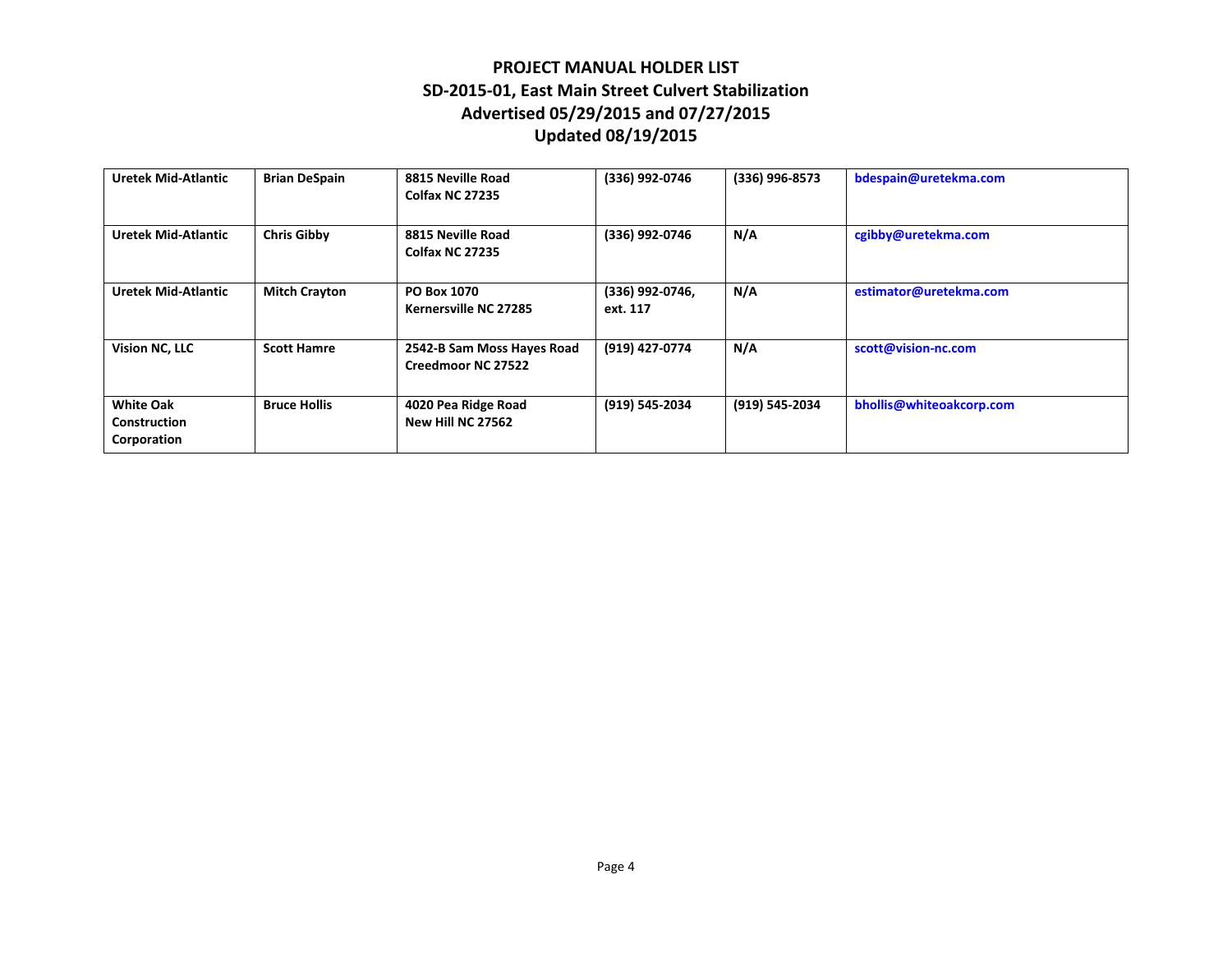# PROJECT MANUAL HOLDER LIST
## SD-2015-01, East Main Street Culvert Stabilization
## Advertised 05/29/2015 and 07/27/2015
## Updated 08/19/2015

| | | | | | |
|---|---|---|---|---|---|
| **Uretek Mid-Atlantic** | **Brian DeSpain** | **8815 Neville Road<br>Colfax NC 27235** | **(336) 992-0746** | **(336) 996-8573** | **bdespain@uretekma.com** |
| **Uretek Mid-Atlantic** | **Chris Gibby** | **8815 Neville Road<br>Colfax NC 27235** | **(336) 992-0746** | **N/A** | **cgibby@uretekma.com** |
| **Uretek Mid-Atlantic** | **Mitch Crayton** | **PO Box 1070<br>Kernersville NC 27285** | **(336) 992-0746, ext. 117** | **N/A** | **estimator@uretekma.com** |
| **Vision NC, LLC** | **Scott Hamre** | **2542-B Sam Moss Hayes Road<br>Creedmoor NC 27522** | **(919) 427-0774** | **N/A** | **scott@vision-nc.com** |
| **White Oak Construction Corporation** | **Bruce Hollis** | **4020 Pea Ridge Road<br>New Hill NC 27562** | **(919) 545-2034** | **(919) 545-2034** | **bhollis@whiteoakcorp.com** |